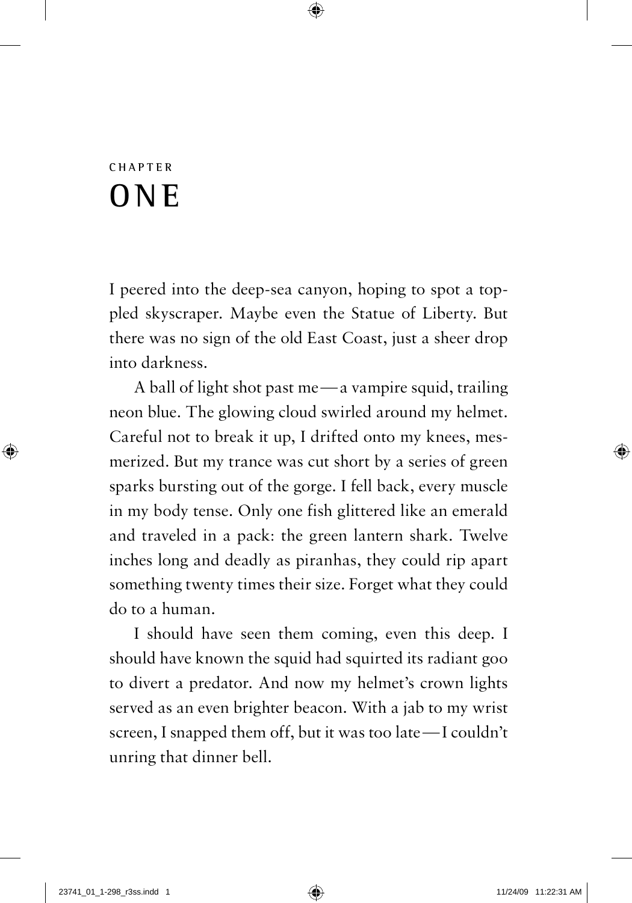# CHAPTER ONE

I peered into the deep-sea canyon, hoping to spot a toppled skyscraper. Maybe even the Statue of Liberty. But there was no sign of the old East Coast, just a sheer drop into darkness.

A ball of light shot past me—a vampire squid, trailing neon blue. The glowing cloud swirled around my helmet. Careful not to break it up, I drifted onto my knees, mesmerized. But my trance was cut short by a series of green sparks bursting out of the gorge. I fell back, every muscle in my body tense. Only one fish glittered like an emerald and traveled in a pack: the green lantern shark. Twelve inches long and deadly as piranhas, they could rip apart something twenty times their size. Forget what they could do to a human.

I should have seen them coming, even this deep. I should have known the squid had squirted its radiant goo to divert a predator. And now my helmet's crown lights served as an even brighter beacon. With a jab to my wrist screen, I snapped them off, but it was too late—I couldn't unring that dinner bell.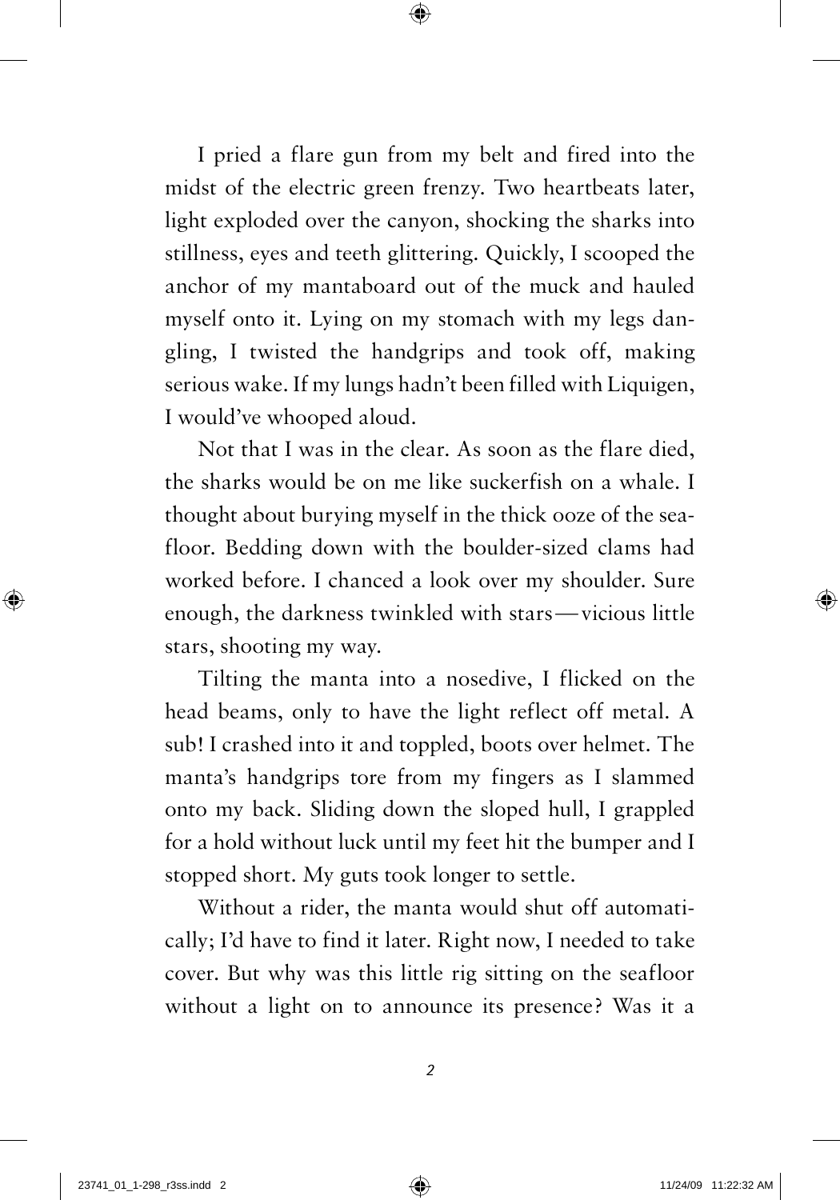I pried a flare gun from my belt and fired into the midst of the electric green frenzy. Two heartbeats later, light exploded over the canyon, shocking the sharks into stillness, eyes and teeth glittering. Quickly, I scooped the anchor of my mantaboard out of the muck and hauled myself onto it. Lying on my stomach with my legs dangling, I twisted the handgrips and took off, making serious wake. If my lungs hadn't been filled with Liquigen, I would've whooped aloud.

Not that I was in the clear. As soon as the flare died, the sharks would be on me like suckerfish on a whale. I thought about burying myself in the thick ooze of the seafloor. Bedding down with the boulder-sized clams had worked before. I chanced a look over my shoulder. Sure enough, the darkness twinkled with stars—vicious little stars, shooting my way.

Tilting the manta into a nosedive, I flicked on the head beams, only to have the light reflect off metal. A sub! I crashed into it and toppled, boots over helmet. The manta's handgrips tore from my fingers as I slammed onto my back. Sliding down the sloped hull, I grappled for a hold without luck until my feet hit the bumper and I stopped short. My guts took longer to settle.

Without a rider, the manta would shut off automatically; I'd have to find it later. Right now, I needed to take cover. But why was this little rig sitting on the seafloor without a light on to announce its presence? Was it a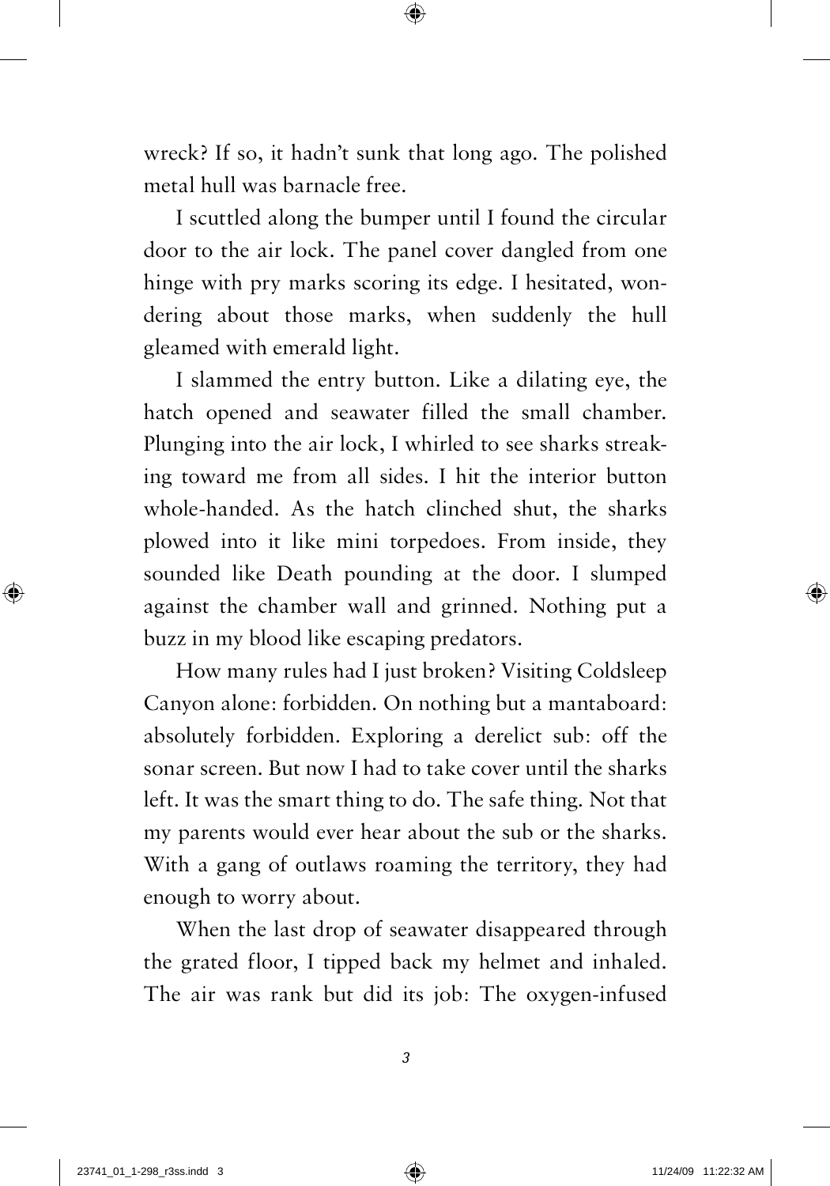wreck? If so, it hadn't sunk that long ago. The polished metal hull was barnacle free.

I scuttled along the bumper until I found the circular door to the air lock. The panel cover dangled from one hinge with pry marks scoring its edge. I hesitated, wondering about those marks, when suddenly the hull gleamed with emerald light.

I slammed the entry button. Like a dilating eye, the hatch opened and seawater filled the small chamber. Plunging into the air lock, I whirled to see sharks streaking toward me from all sides. I hit the interior button whole-handed. As the hatch clinched shut, the sharks plowed into it like mini torpedoes. From inside, they sounded like Death pounding at the door. I slumped against the chamber wall and grinned. Nothing put a buzz in my blood like escaping predators.

How many rules had I just broken? Visiting Coldsleep Canyon alone: forbidden. On nothing but a mantaboard: absolutely forbidden. Exploring a derelict sub: off the sonar screen. But now I had to take cover until the sharks left. It was the smart thing to do. The safe thing. Not that my parents would ever hear about the sub or the sharks. With a gang of outlaws roaming the territory, they had enough to worry about.

When the last drop of seawater disappeared through the grated floor, I tipped back my helmet and inhaled. The air was rank but did its job: The oxygen-infused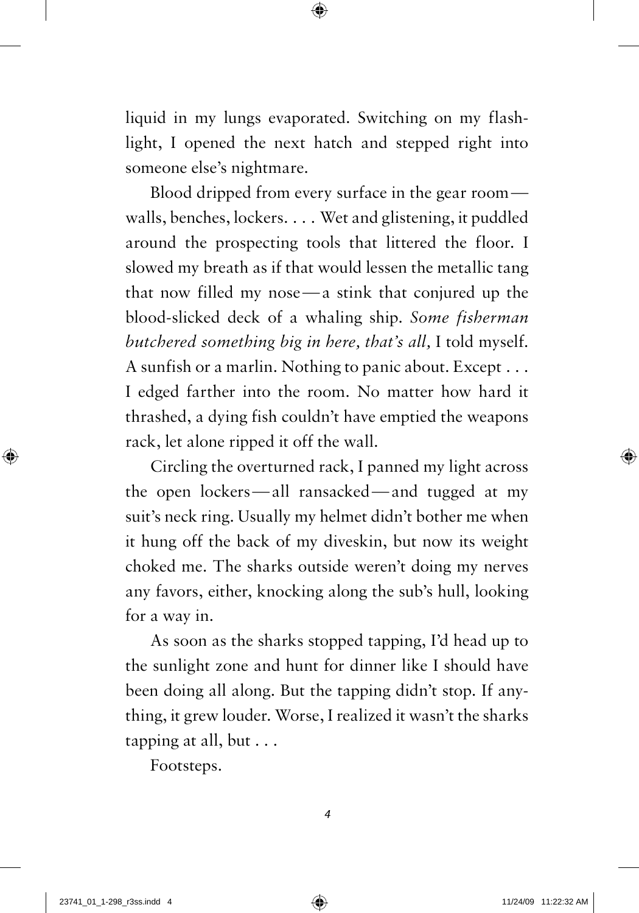liquid in my lungs evaporated. Switching on my flashlight, I opened the next hatch and stepped right into someone else's nightmare.

Blood dripped from every surface in the gear room—walls, benches, lockers. . . . Wet and glistening, it puddled around the prospecting tools that littered the floor. I slowed my breath as if that would lessen the metallic tang that now filled my nose—a stink that conjured up the blood-slicked deck of a whaling ship. *Some fisherman butchered something big in here, that's all,* I told myself. A sunfish or a marlin. Nothing to panic about. Except . . . I edged farther into the room. No matter how hard it thrashed, a dying fish couldn't have emptied the weapons rack, let alone ripped it off the wall.

Circling the overturned rack, I panned my light across the open lockers—all ransacked—and tugged at my suit's neck ring. Usually my helmet didn't bother me when it hung off the back of my diveskin, but now its weight choked me. The sharks outside weren't doing my nerves any favors, either, knocking along the sub's hull, looking for a way in.

As soon as the sharks stopped tapping, I'd head up to the sunlight zone and hunt for dinner like I should have been doing all along. But the tapping didn't stop. If anything, it grew louder. Worse, I realized it wasn't the sharks tapping at all, but . . .

Footsteps.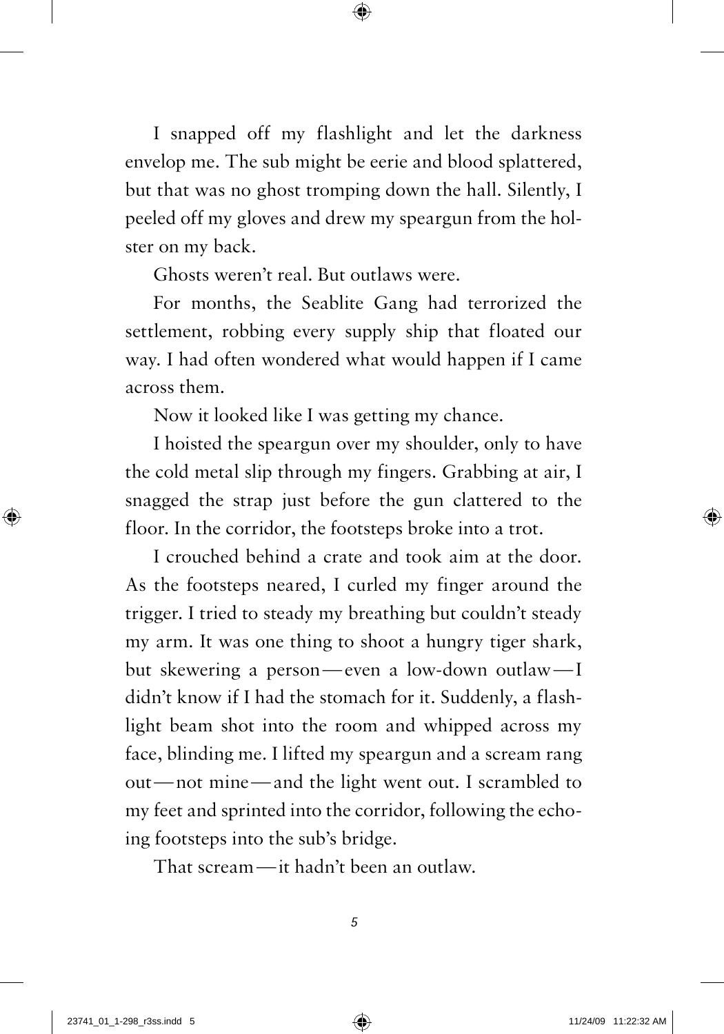I snapped off my flashlight and let the darkness envelop me. The sub might be eerie and blood splattered, but that was no ghost tromping down the hall. Silently, I peeled off my gloves and drew my speargun from the holster on my back.

Ghosts weren't real. But outlaws were.

For months, the Seablite Gang had terrorized the settlement, robbing every supply ship that floated our way. I had often wondered what would happen if I came across them.

Now it looked like I was getting my chance.

I hoisted the speargun over my shoulder, only to have the cold metal slip through my fingers. Grabbing at air, I snagged the strap just before the gun clattered to the floor. In the corridor, the footsteps broke into a trot.

I crouched behind a crate and took aim at the door. As the footsteps neared, I curled my finger around the trigger. I tried to steady my breathing but couldn't steady my arm. It was one thing to shoot a hungry tiger shark, but skewering a person — even a low-down outlaw — I didn't know if I had the stomach for it. Suddenly, a flashlight beam shot into the room and whipped across my face, blinding me. I lifted my speargun and a scream rang out — not mine — and the light went out. I scrambled to my feet and sprinted into the corridor, following the echoing footsteps into the sub's bridge.

That scream — it hadn't been an outlaw.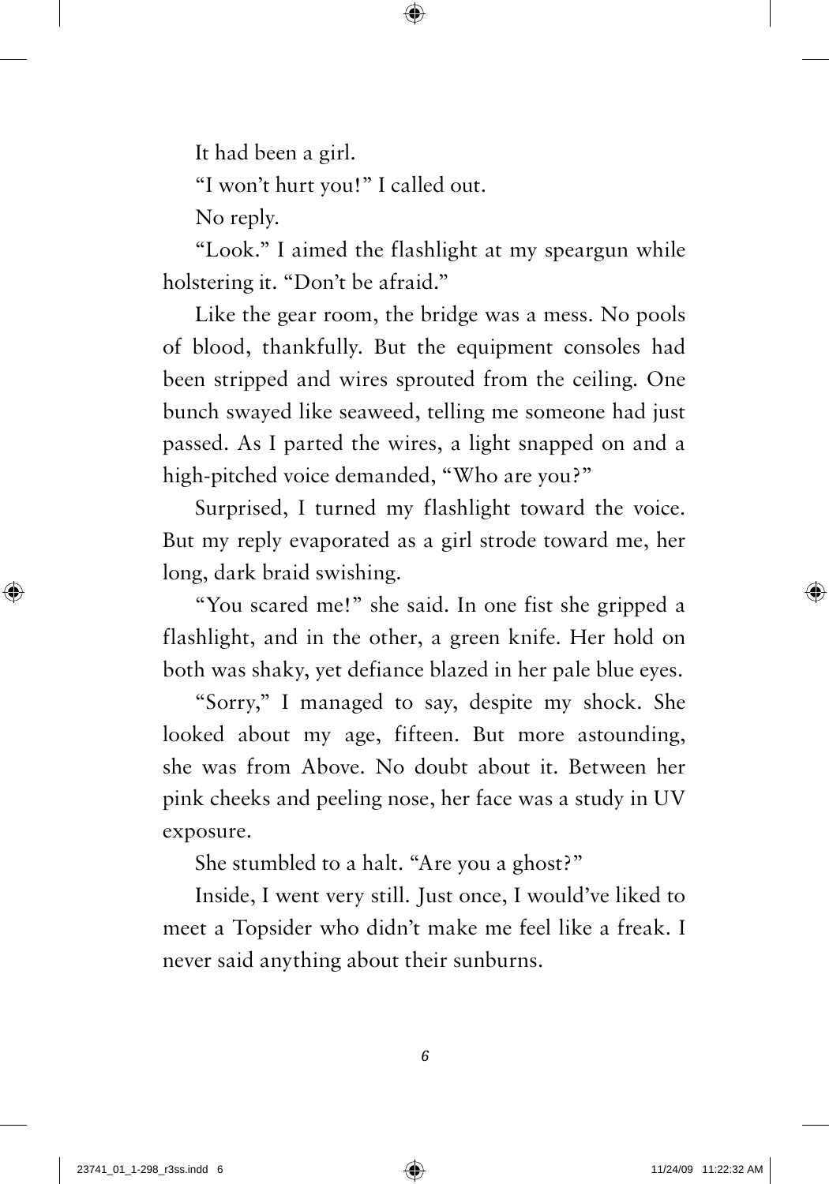It had been a girl.

"I won't hurt you!" I called out.

No reply.

"Look." I aimed the flashlight at my speargun while holstering it. "Don't be afraid."

Like the gear room, the bridge was a mess. No pools of blood, thankfully. But the equipment consoles had been stripped and wires sprouted from the ceiling. One bunch swayed like seaweed, telling me someone had just passed. As I parted the wires, a light snapped on and a high-pitched voice demanded, "Who are you?"

Surprised, I turned my flashlight toward the voice. But my reply evaporated as a girl strode toward me, her long, dark braid swishing.

"You scared me!" she said. In one fist she gripped a flashlight, and in the other, a green knife. Her hold on both was shaky, yet defiance blazed in her pale blue eyes.

"Sorry," I managed to say, despite my shock. She looked about my age, fifteen. But more astounding, she was from Above. No doubt about it. Between her pink cheeks and peeling nose, her face was a study in UV exposure.

She stumbled to a halt. "Are you a ghost?"

Inside, I went very still. Just once, I would've liked to meet a Topsider who didn't make me feel like a freak. I never said anything about their sunburns.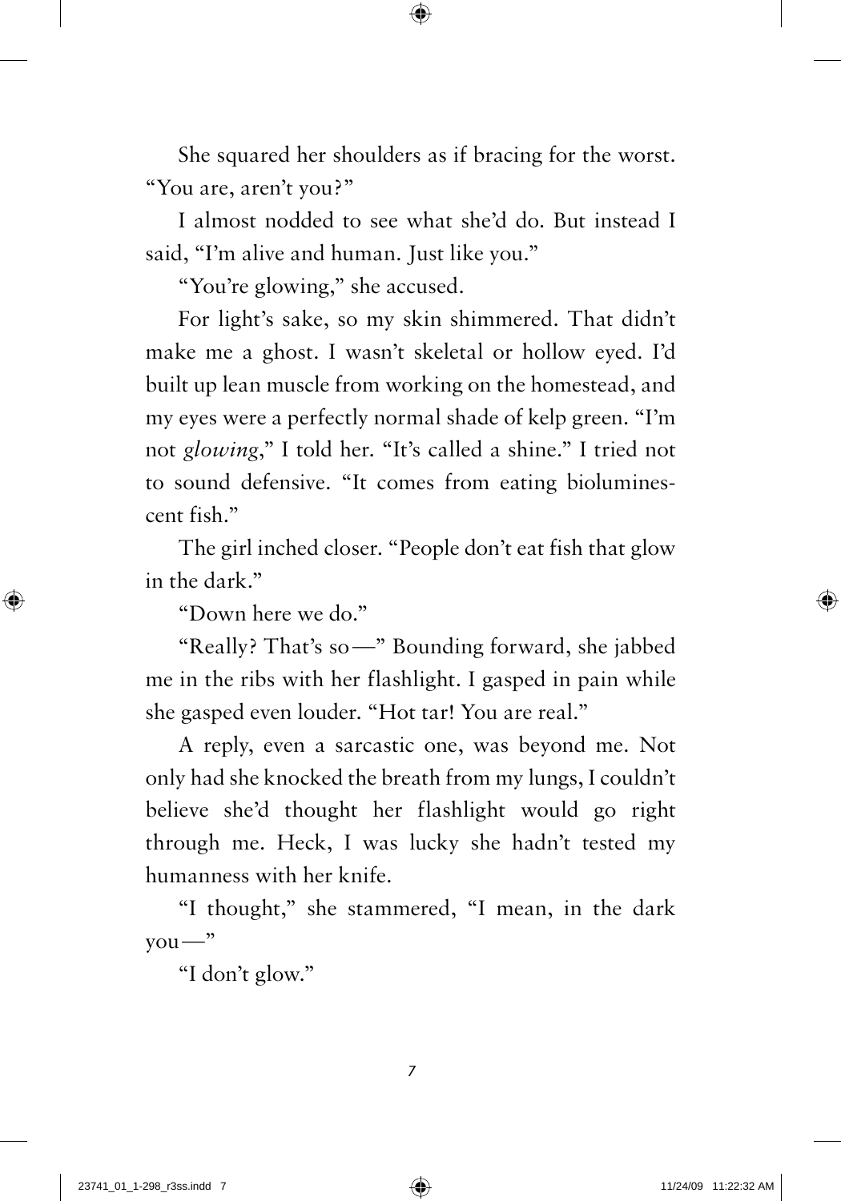She squared her shoulders as if bracing for the worst. "You are, aren't you?"

I almost nodded to see what she'd do. But instead I said, "I'm alive and human. Just like you."

"You're glowing," she accused.

For light's sake, so my skin shimmered. That didn't make me a ghost. I wasn't skeletal or hollow eyed. I'd built up lean muscle from working on the homestead, and my eyes were a perfectly normal shade of kelp green. "I'm not *glowing*," I told her. "It's called a shine." I tried not to sound defensive. "It comes from eating bioluminescent fish."

The girl inched closer. "People don't eat fish that glow in the dark."

"Down here we do."

"Really? That's so—" Bounding forward, she jabbed me in the ribs with her flashlight. I gasped in pain while she gasped even louder. "Hot tar! You are real."

A reply, even a sarcastic one, was beyond me. Not only had she knocked the breath from my lungs, I couldn't believe she'd thought her flashlight would go right through me. Heck, I was lucky she hadn't tested my humanness with her knife.

"I thought," she stammered, "I mean, in the dark you—"

"I don't glow."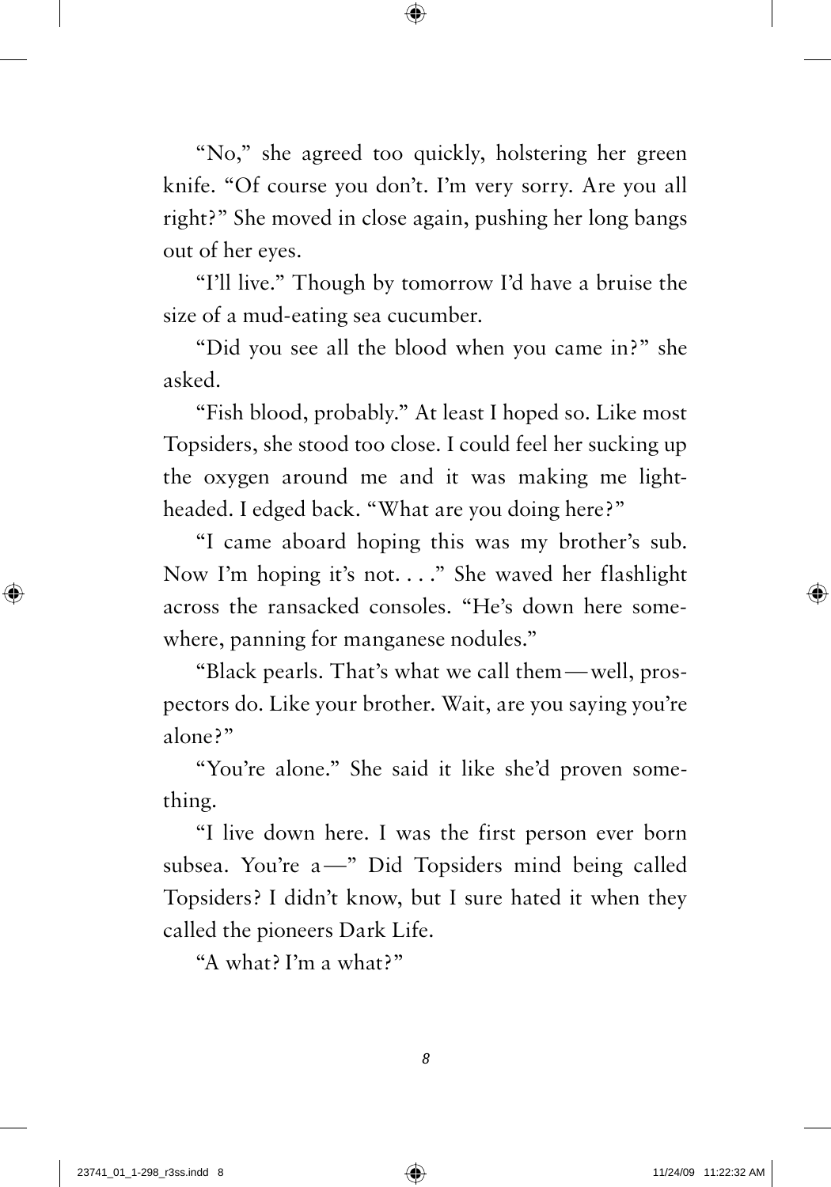"No," she agreed too quickly, holstering her green knife. "Of course you don't. I'm very sorry. Are you all right?" She moved in close again, pushing her long bangs out of her eyes.

"I'll live." Though by tomorrow I'd have a bruise the size of a mud-eating sea cucumber.

"Did you see all the blood when you came in?" she asked.

"Fish blood, probably." At least I hoped so. Like most Topsiders, she stood too close. I could feel her sucking up the oxygen around me and it was making me lightheaded. I edged back. "What are you doing here?"

"I came aboard hoping this was my brother's sub. Now I'm hoping it's not. . . ." She waved her flashlight across the ransacked consoles. "He's down here somewhere, panning for manganese nodules."

"Black pearls. That's what we call them—well, prospectors do. Like your brother. Wait, are you saying you're alone?"

"You're alone." She said it like she'd proven something.

"I live down here. I was the first person ever born subsea. You're a—" Did Topsiders mind being called Topsiders? I didn't know, but I sure hated it when they called the pioneers Dark Life.

"A what? I'm a what?"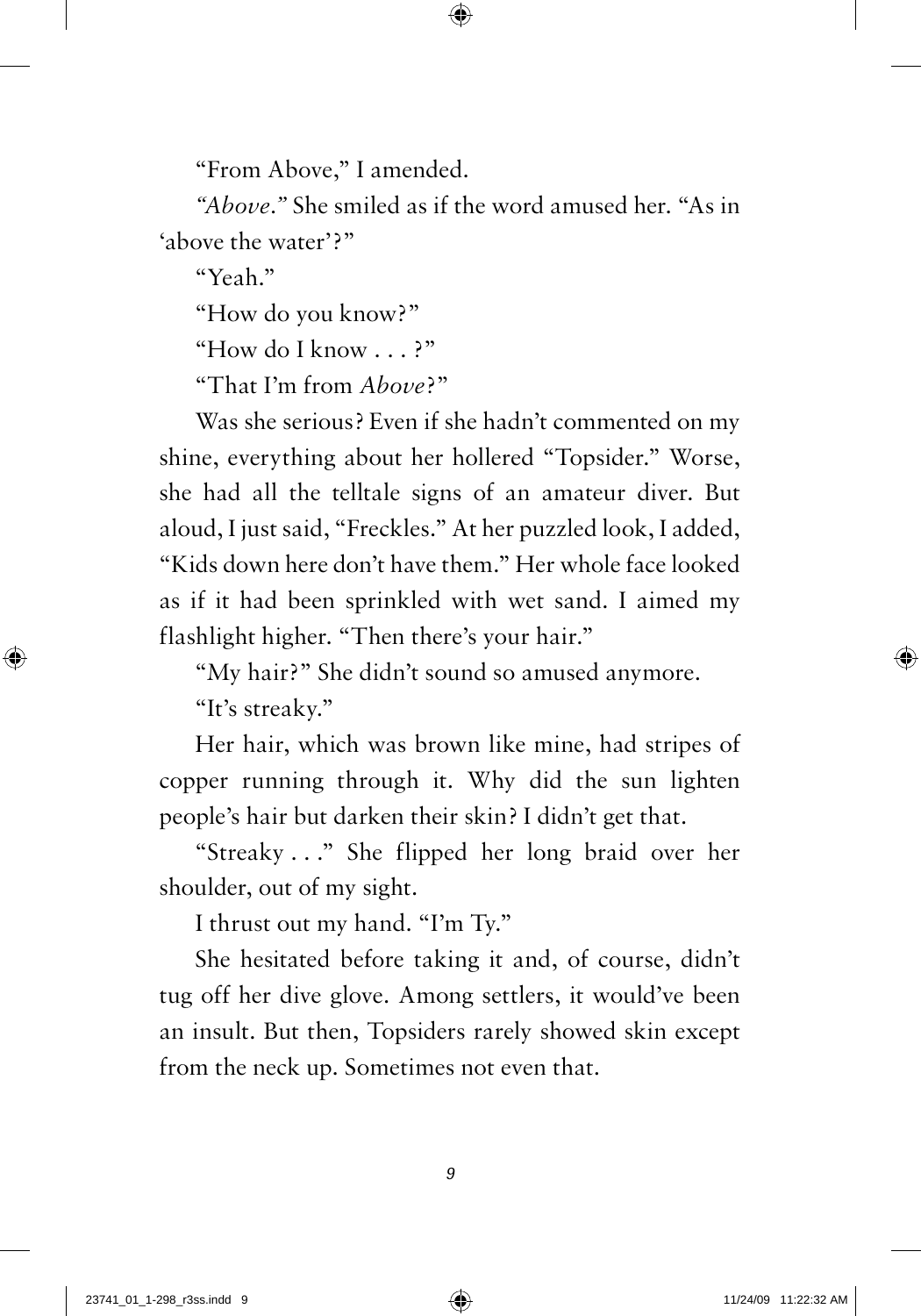"From Above," I amended.

*"Above."* She smiled as if the word amused her. "As in 'above the water'?"

"Yeah."

"How do you know?"

"How do I know . . . ?"

"That I'm from *Above*?"

Was she serious? Even if she hadn't commented on my shine, everything about her hollered "Topsider." Worse, she had all the telltale signs of an amateur diver. But aloud, I just said, "Freckles." At her puzzled look, I added, "Kids down here don't have them." Her whole face looked as if it had been sprinkled with wet sand. I aimed my flashlight higher. "Then there's your hair."

"My hair?" She didn't sound so amused anymore.

"It's streaky."

Her hair, which was brown like mine, had stripes of copper running through it. Why did the sun lighten people's hair but darken their skin? I didn't get that.

"Streaky . . ." She flipped her long braid over her shoulder, out of my sight.

I thrust out my hand. "I'm Ty."

She hesitated before taking it and, of course, didn't tug off her dive glove. Among settlers, it would've been an insult. But then, Topsiders rarely showed skin except from the neck up. Sometimes not even that.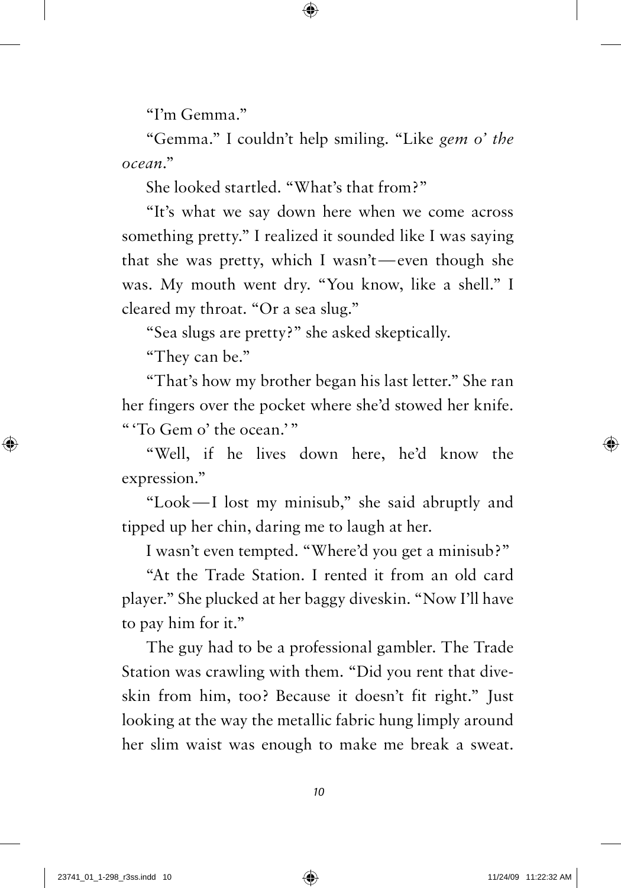"I'm Gemma."

"Gemma." I couldn't help smiling. "Like *gem o' the ocean*."

She looked startled. "What's that from?"

"It's what we say down here when we come across something pretty." I realized it sounded like I was saying that she was pretty, which I wasn't—even though she was. My mouth went dry. "You know, like a shell." I cleared my throat. "Or a sea slug."

"Sea slugs are pretty?" she asked skeptically.

"They can be."

"That's how my brother began his last letter." She ran her fingers over the pocket where she'd stowed her knife. " 'To Gem o' the ocean.' "

"Well, if he lives down here, he'd know the expression."

"Look—I lost my minisub," she said abruptly and tipped up her chin, daring me to laugh at her.

I wasn't even tempted. "Where'd you get a minisub?"

"At the Trade Station. I rented it from an old card player." She plucked at her baggy diveskin. "Now I'll have to pay him for it."

The guy had to be a professional gambler. The Trade Station was crawling with them. "Did you rent that diveskin from him, too? Because it doesn't fit right." Just looking at the way the metallic fabric hung limply around her slim waist was enough to make me break a sweat.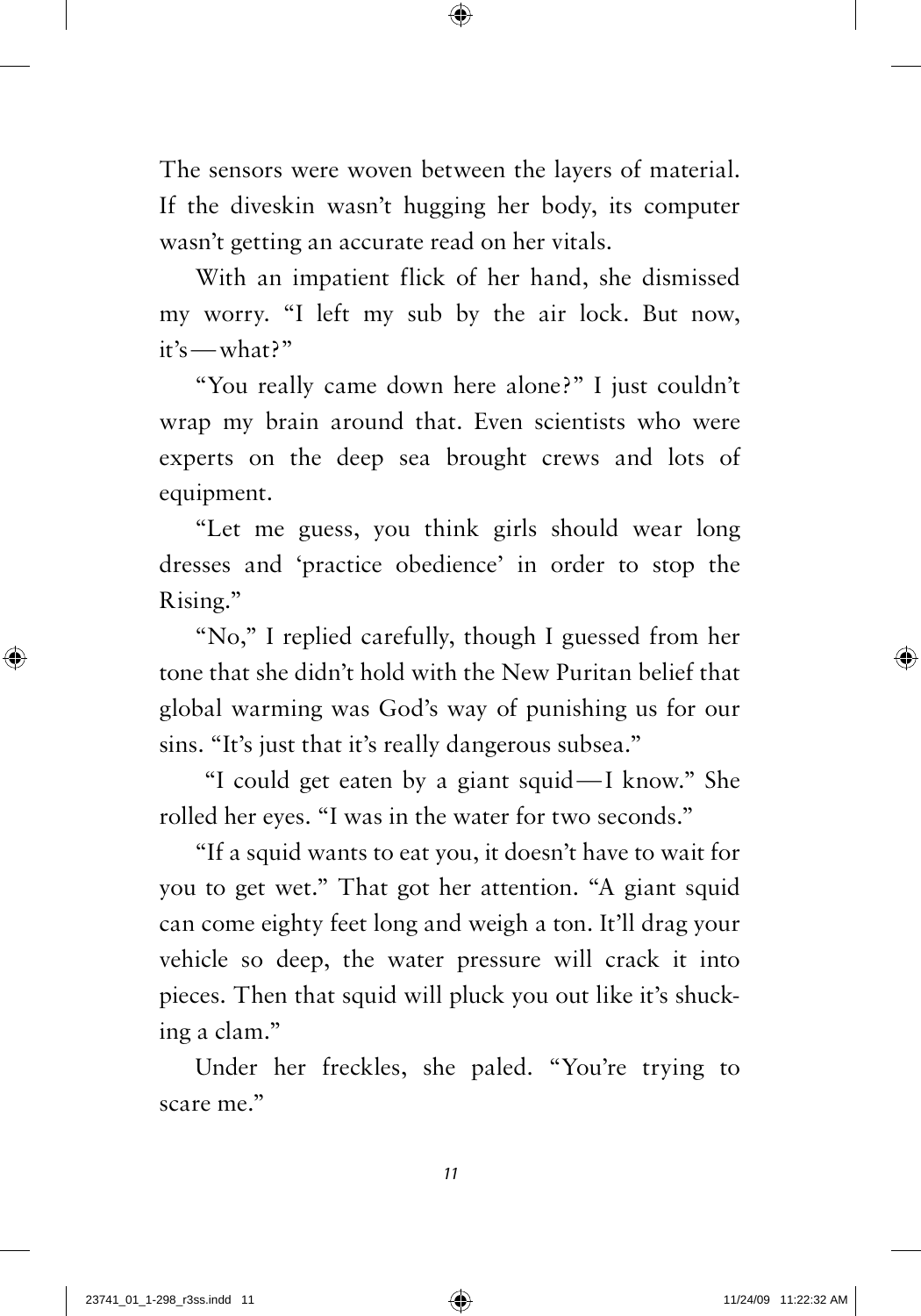The sensors were woven between the layers of material. If the diveskin wasn't hugging her body, its computer wasn't getting an accurate read on her vitals.

With an impatient flick of her hand, she dismissed my worry. "I left my sub by the air lock. But now, it's—what?"

"You really came down here alone?" I just couldn't wrap my brain around that. Even scientists who were experts on the deep sea brought crews and lots of equipment.

"Let me guess, you think girls should wear long dresses and 'practice obedience' in order to stop the Rising."

"No," I replied carefully, though I guessed from her tone that she didn't hold with the New Puritan belief that global warming was God's way of punishing us for our sins. "It's just that it's really dangerous subsea."

"I could get eaten by a giant squid—I know." She rolled her eyes. "I was in the water for two seconds."

"If a squid wants to eat you, it doesn't have to wait for you to get wet." That got her attention. "A giant squid can come eighty feet long and weigh a ton. It'll drag your vehicle so deep, the water pressure will crack it into pieces. Then that squid will pluck you out like it's shucking a clam."

Under her freckles, she paled. "You're trying to scare me."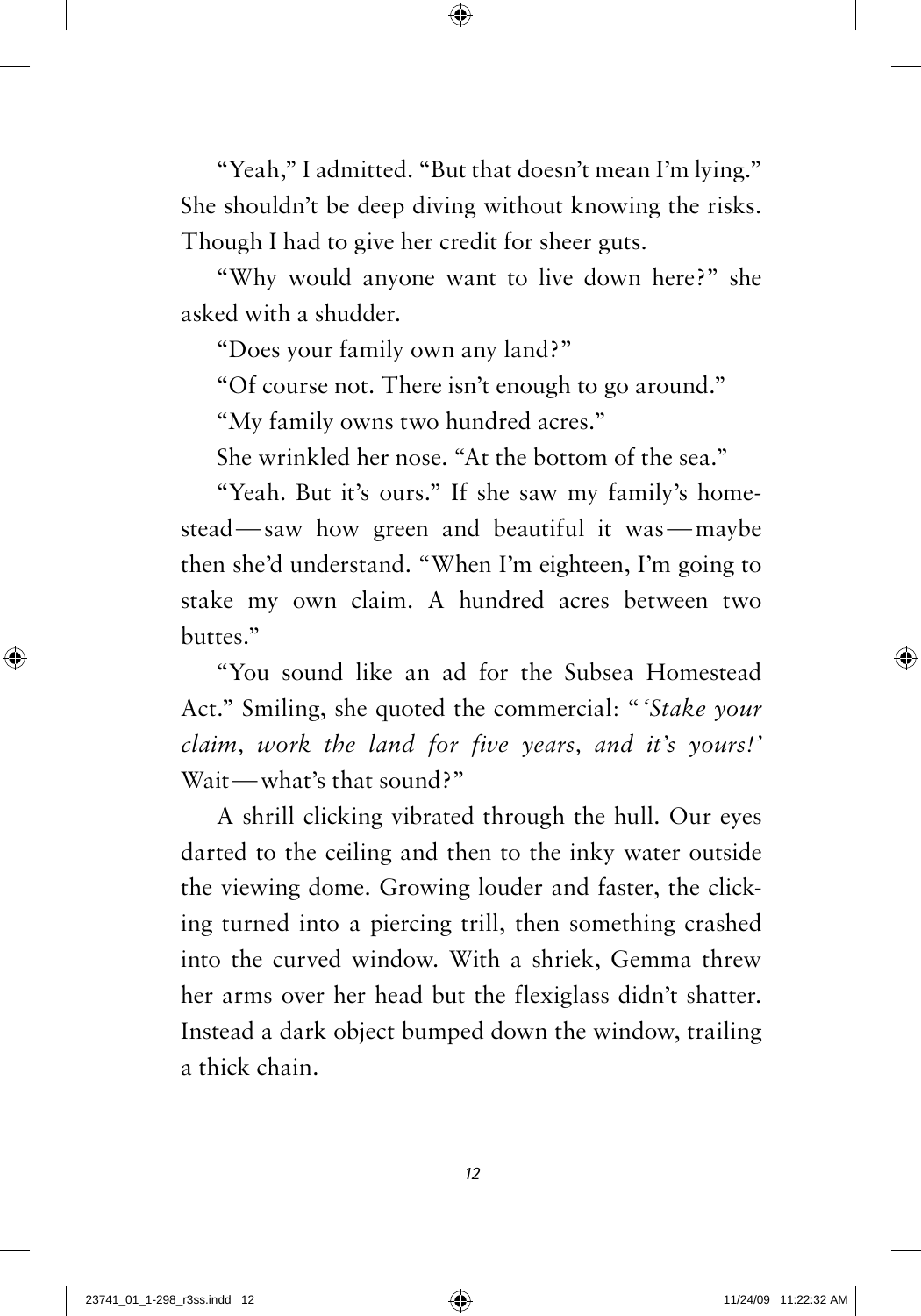"Yeah," I admitted. "But that doesn't mean I'm lying." She shouldn't be deep diving without knowing the risks. Though I had to give her credit for sheer guts.

"Why would anyone want to live down here?" she asked with a shudder.

"Does your family own any land?"

"Of course not. There isn't enough to go around."

"My family owns two hundred acres."

She wrinkled her nose. "At the bottom of the sea."

"Yeah. But it's ours." If she saw my family's homestead—saw how green and beautiful it was—maybe then she'd understand. "When I'm eighteen, I'm going to stake my own claim. A hundred acres between two buttes."

"You sound like an ad for the Subsea Homestead Act." Smiling, she quoted the commercial: "*'Stake your claim, work the land for five years, and it's yours!'* Wait—what's that sound?"

A shrill clicking vibrated through the hull. Our eyes darted to the ceiling and then to the inky water outside the viewing dome. Growing louder and faster, the clicking turned into a piercing trill, then something crashed into the curved window. With a shriek, Gemma threw her arms over her head but the flexiglass didn't shatter. Instead a dark object bumped down the window, trailing a thick chain.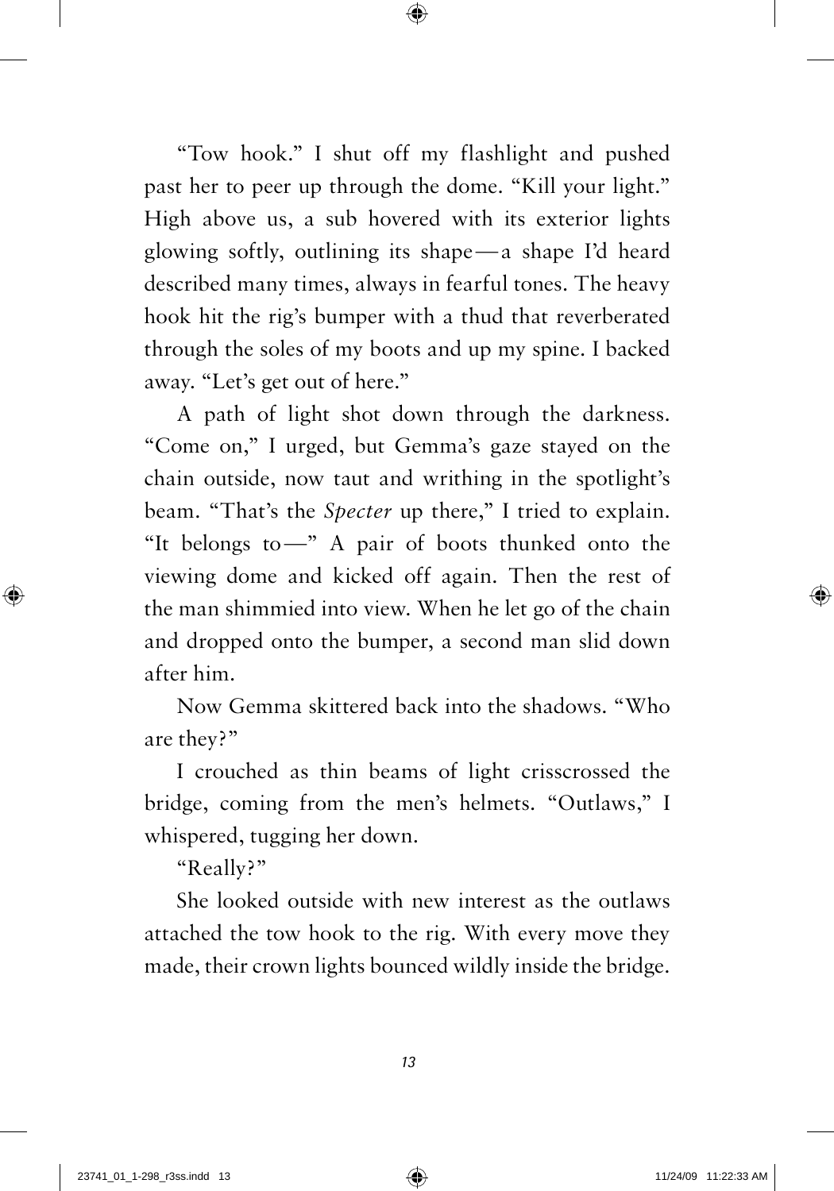"Tow hook." I shut off my flashlight and pushed past her to peer up through the dome. "Kill your light." High above us, a sub hovered with its exterior lights glowing softly, outlining its shape—a shape I'd heard described many times, always in fearful tones. The heavy hook hit the rig's bumper with a thud that reverberated through the soles of my boots and up my spine. I backed away. "Let's get out of here."

A path of light shot down through the darkness. "Come on," I urged, but Gemma's gaze stayed on the chain outside, now taut and writhing in the spotlight's beam. "That's the *Specter* up there," I tried to explain. "It belongs to—" A pair of boots thunked onto the viewing dome and kicked off again. Then the rest of the man shimmied into view. When he let go of the chain and dropped onto the bumper, a second man slid down after him.

Now Gemma skittered back into the shadows. "Who are they?"

I crouched as thin beams of light crisscrossed the bridge, coming from the men's helmets. "Outlaws," I whispered, tugging her down.

"Really?"

She looked outside with new interest as the outlaws attached the tow hook to the rig. With every move they made, their crown lights bounced wildly inside the bridge.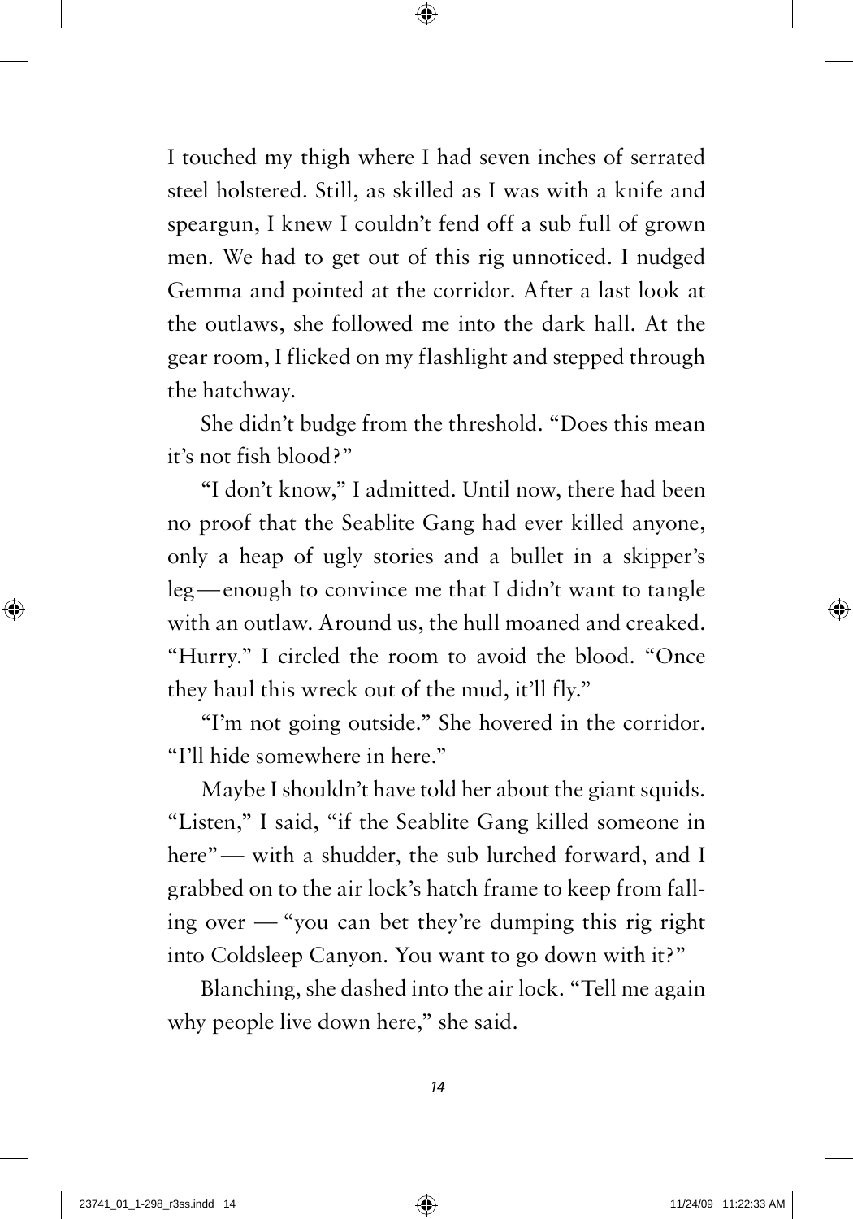I touched my thigh where I had seven inches of serrated steel holstered. Still, as skilled as I was with a knife and speargun, I knew I couldn't fend off a sub full of grown men. We had to get out of this rig unnoticed. I nudged Gemma and pointed at the corridor. After a last look at the outlaws, she followed me into the dark hall. At the gear room, I flicked on my flashlight and stepped through the hatchway.

She didn't budge from the threshold. "Does this mean it's not fish blood?"

"I don't know," I admitted. Until now, there had been no proof that the Seablite Gang had ever killed anyone, only a heap of ugly stories and a bullet in a skipper's leg—enough to convince me that I didn't want to tangle with an outlaw. Around us, the hull moaned and creaked. "Hurry." I circled the room to avoid the blood. "Once they haul this wreck out of the mud, it'll fly."

"I'm not going outside." She hovered in the corridor. "I'll hide somewhere in here."

Maybe I shouldn't have told her about the giant squids. "Listen," I said, "if the Seablite Gang killed someone in here"— with a shudder, the sub lurched forward, and I grabbed on to the air lock's hatch frame to keep from falling over — "you can bet they're dumping this rig right into Coldsleep Canyon. You want to go down with it?"

Blanching, she dashed into the air lock. "Tell me again why people live down here," she said.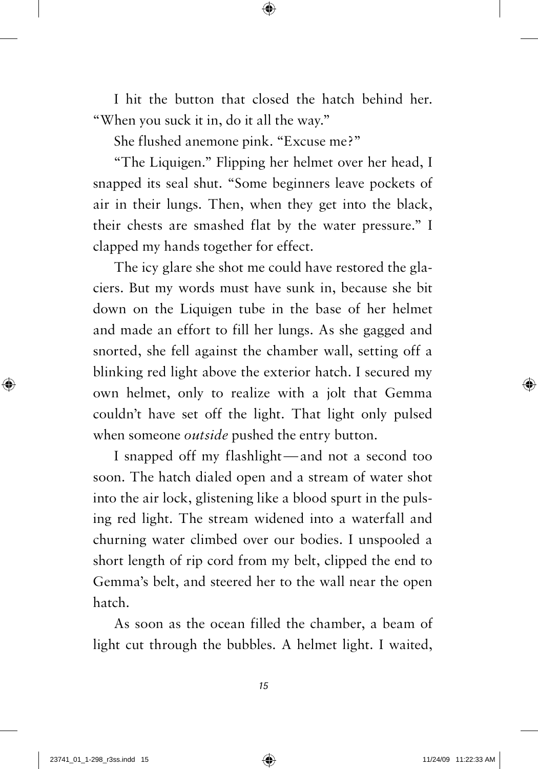I hit the button that closed the hatch behind her. "When you suck it in, do it all the way."

She flushed anemone pink. "Excuse me?"

"The Liquigen." Flipping her helmet over her head, I snapped its seal shut. "Some beginners leave pockets of air in their lungs. Then, when they get into the black, their chests are smashed flat by the water pressure." I clapped my hands together for effect.

The icy glare she shot me could have restored the glaciers. But my words must have sunk in, because she bit down on the Liquigen tube in the base of her helmet and made an effort to fill her lungs. As she gagged and snorted, she fell against the chamber wall, setting off a blinking red light above the exterior hatch. I secured my own helmet, only to realize with a jolt that Gemma couldn't have set off the light. That light only pulsed when someone *outside* pushed the entry button.

I snapped off my flashlight—and not a second too soon. The hatch dialed open and a stream of water shot into the air lock, glistening like a blood spurt in the pulsing red light. The stream widened into a waterfall and churning water climbed over our bodies. I unspooled a short length of rip cord from my belt, clipped the end to Gemma's belt, and steered her to the wall near the open hatch.

As soon as the ocean filled the chamber, a beam of light cut through the bubbles. A helmet light. I waited,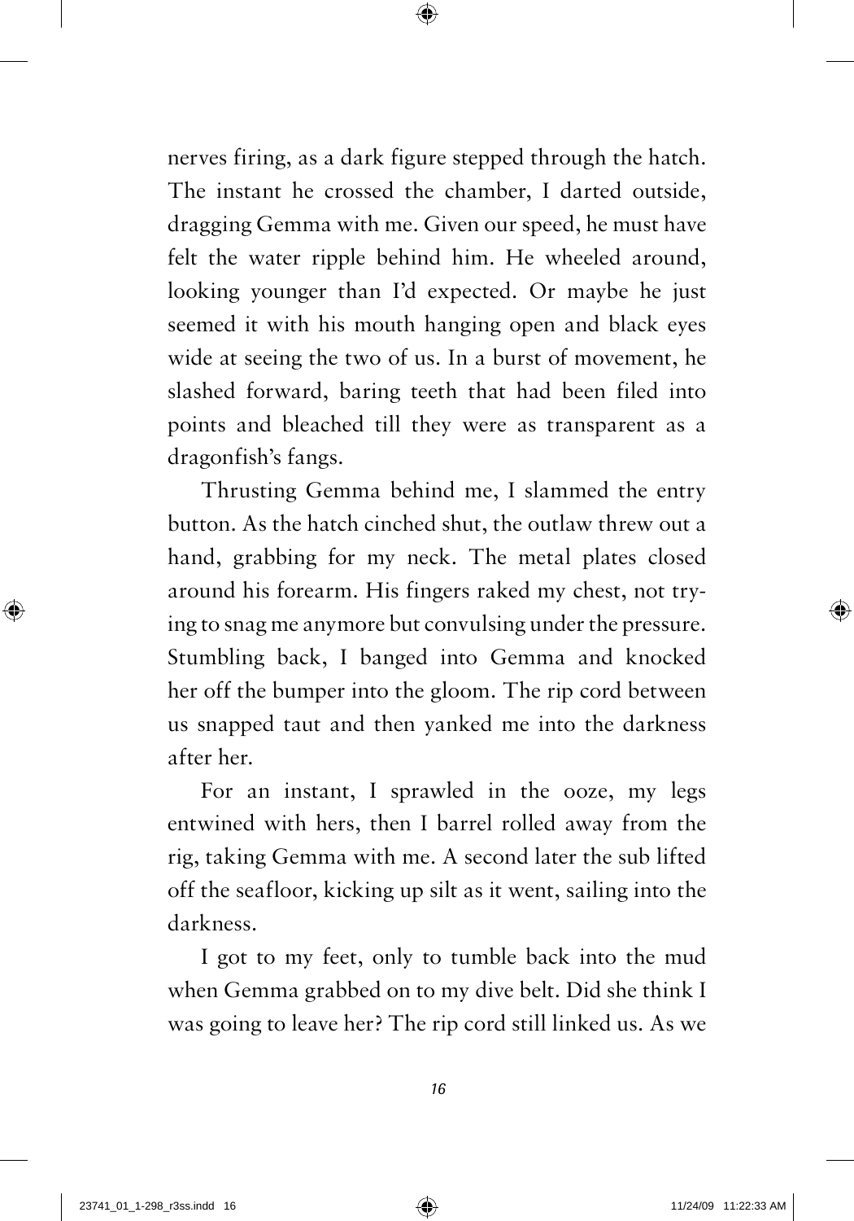nerves firing, as a dark figure stepped through the hatch. The instant he crossed the chamber, I darted outside, dragging Gemma with me. Given our speed, he must have felt the water ripple behind him. He wheeled around, looking younger than I'd expected. Or maybe he just seemed it with his mouth hanging open and black eyes wide at seeing the two of us. In a burst of movement, he slashed forward, baring teeth that had been filed into points and bleached till they were as transparent as a dragonfish's fangs.

Thrusting Gemma behind me, I slammed the entry button. As the hatch cinched shut, the outlaw threw out a hand, grabbing for my neck. The metal plates closed around his forearm. His fingers raked my chest, not trying to snag me anymore but convulsing under the pressure. Stumbling back, I banged into Gemma and knocked her off the bumper into the gloom. The rip cord between us snapped taut and then yanked me into the darkness after her.

For an instant, I sprawled in the ooze, my legs entwined with hers, then I barrel rolled away from the rig, taking Gemma with me. A second later the sub lifted off the seafloor, kicking up silt as it went, sailing into the darkness.

I got to my feet, only to tumble back into the mud when Gemma grabbed on to my dive belt. Did she think I was going to leave her? The rip cord still linked us. As we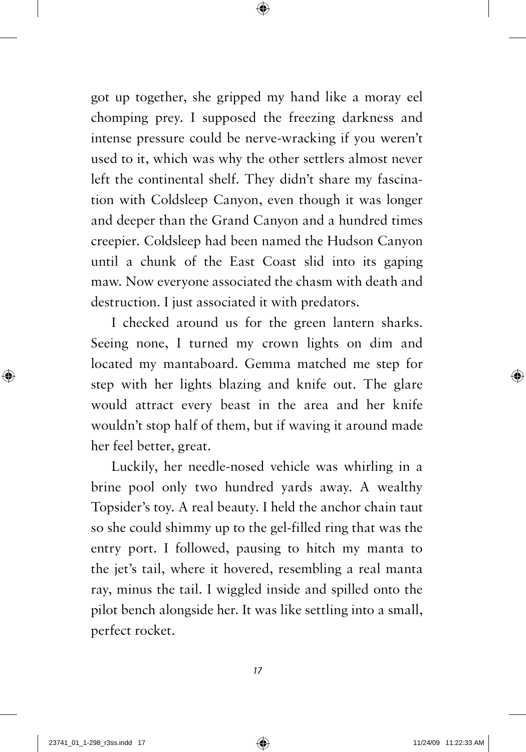got up together, she gripped my hand like a moray eel chomping prey. I supposed the freezing darkness and intense pressure could be nerve-wracking if you weren't used to it, which was why the other settlers almost never left the continental shelf. They didn't share my fascination with Coldsleep Canyon, even though it was longer and deeper than the Grand Canyon and a hundred times creepier. Coldsleep had been named the Hudson Canyon until a chunk of the East Coast slid into its gaping maw. Now everyone associated the chasm with death and destruction. I just associated it with predators.

I checked around us for the green lantern sharks. Seeing none, I turned my crown lights on dim and located my mantaboard. Gemma matched me step for step with her lights blazing and knife out. The glare would attract every beast in the area and her knife wouldn't stop half of them, but if waving it around made her feel better, great.

Luckily, her needle-nosed vehicle was whirling in a brine pool only two hundred yards away. A wealthy Topsider's toy. A real beauty. I held the anchor chain taut so she could shimmy up to the gel-filled ring that was the entry port. I followed, pausing to hitch my manta to the jet's tail, where it hovered, resembling a real manta ray, minus the tail. I wiggled inside and spilled onto the pilot bench alongside her. It was like settling into a small, perfect rocket.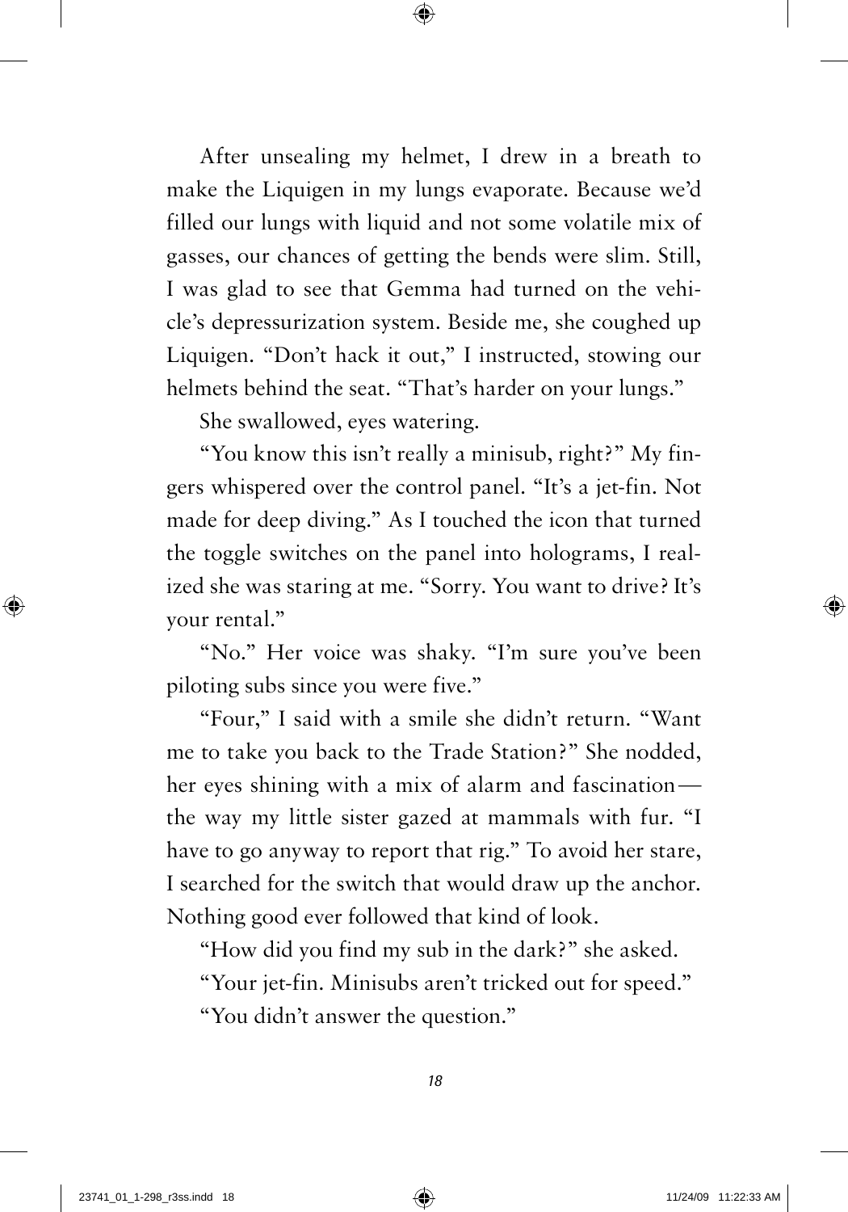After unsealing my helmet, I drew in a breath to make the Liquigen in my lungs evaporate. Because we'd filled our lungs with liquid and not some volatile mix of gasses, our chances of getting the bends were slim. Still, I was glad to see that Gemma had turned on the vehicle's depressurization system. Beside me, she coughed up Liquigen. "Don't hack it out," I instructed, stowing our helmets behind the seat. "That's harder on your lungs."

She swallowed, eyes watering.

"You know this isn't really a minisub, right?" My fingers whispered over the control panel. "It's a jet-fin. Not made for deep diving." As I touched the icon that turned the toggle switches on the panel into holograms, I realized she was staring at me. "Sorry. You want to drive? It's your rental."

"No." Her voice was shaky. "I'm sure you've been piloting subs since you were five."

"Four," I said with a smile she didn't return. "Want me to take you back to the Trade Station?" She nodded, her eyes shining with a mix of alarm and fascination—the way my little sister gazed at mammals with fur. "I have to go anyway to report that rig." To avoid her stare, I searched for the switch that would draw up the anchor. Nothing good ever followed that kind of look.

"How did you find my sub in the dark?" she asked.

"Your jet-fin. Minisubs aren't tricked out for speed."

"You didn't answer the question."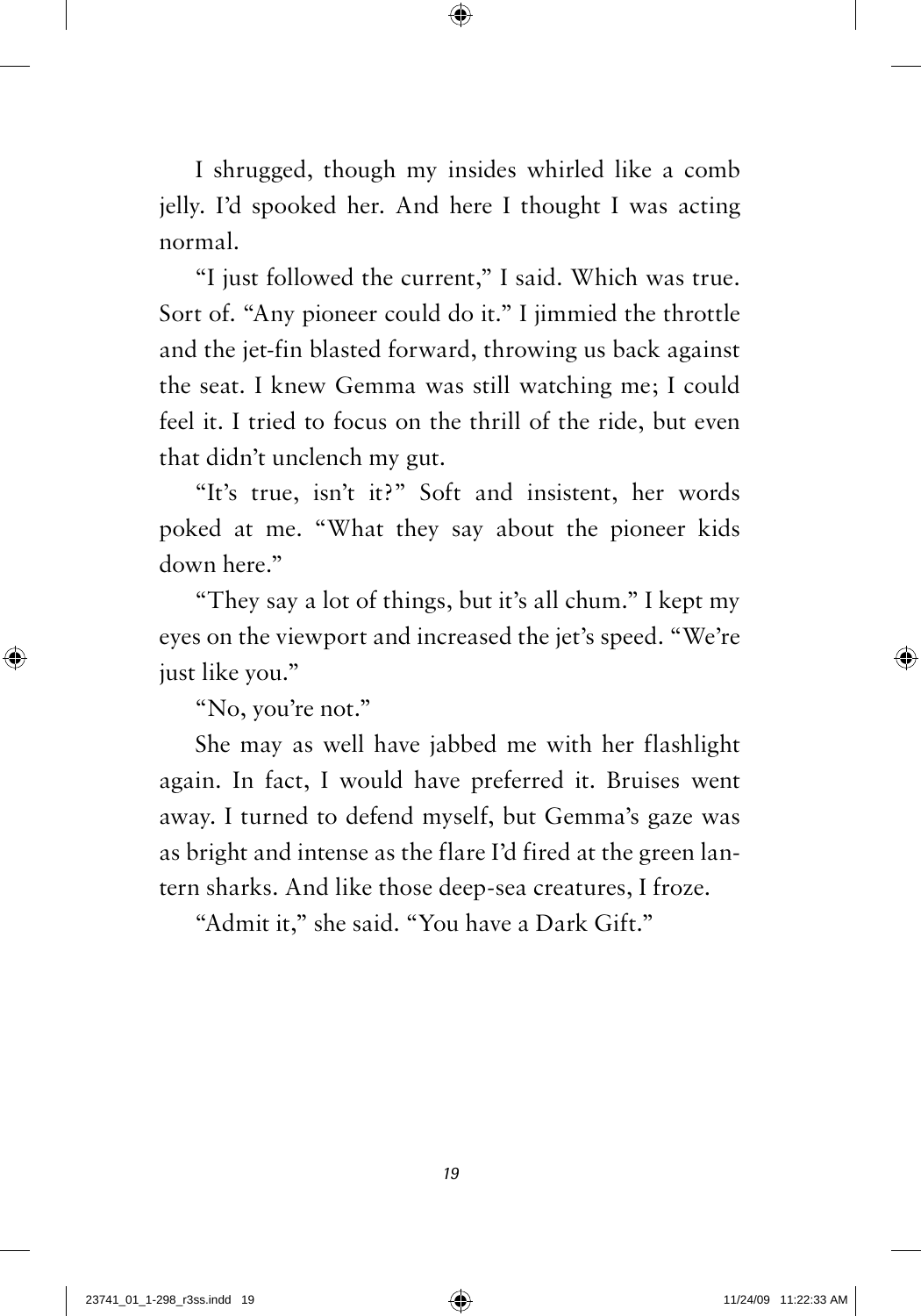I shrugged, though my insides whirled like a comb jelly. I'd spooked her. And here I thought I was acting normal.

"I just followed the current," I said. Which was true. Sort of. "Any pioneer could do it." I jimmied the throttle and the jet-fin blasted forward, throwing us back against the seat. I knew Gemma was still watching me; I could feel it. I tried to focus on the thrill of the ride, but even that didn't unclench my gut.

"It's true, isn't it?" Soft and insistent, her words poked at me. "What they say about the pioneer kids down here."

"They say a lot of things, but it's all chum." I kept my eyes on the viewport and increased the jet's speed. "We're just like you."

"No, you're not."

She may as well have jabbed me with her flashlight again. In fact, I would have preferred it. Bruises went away. I turned to defend myself, but Gemma's gaze was as bright and intense as the flare I'd fired at the green lantern sharks. And like those deep-sea creatures, I froze.

"Admit it," she said. "You have a Dark Gift."